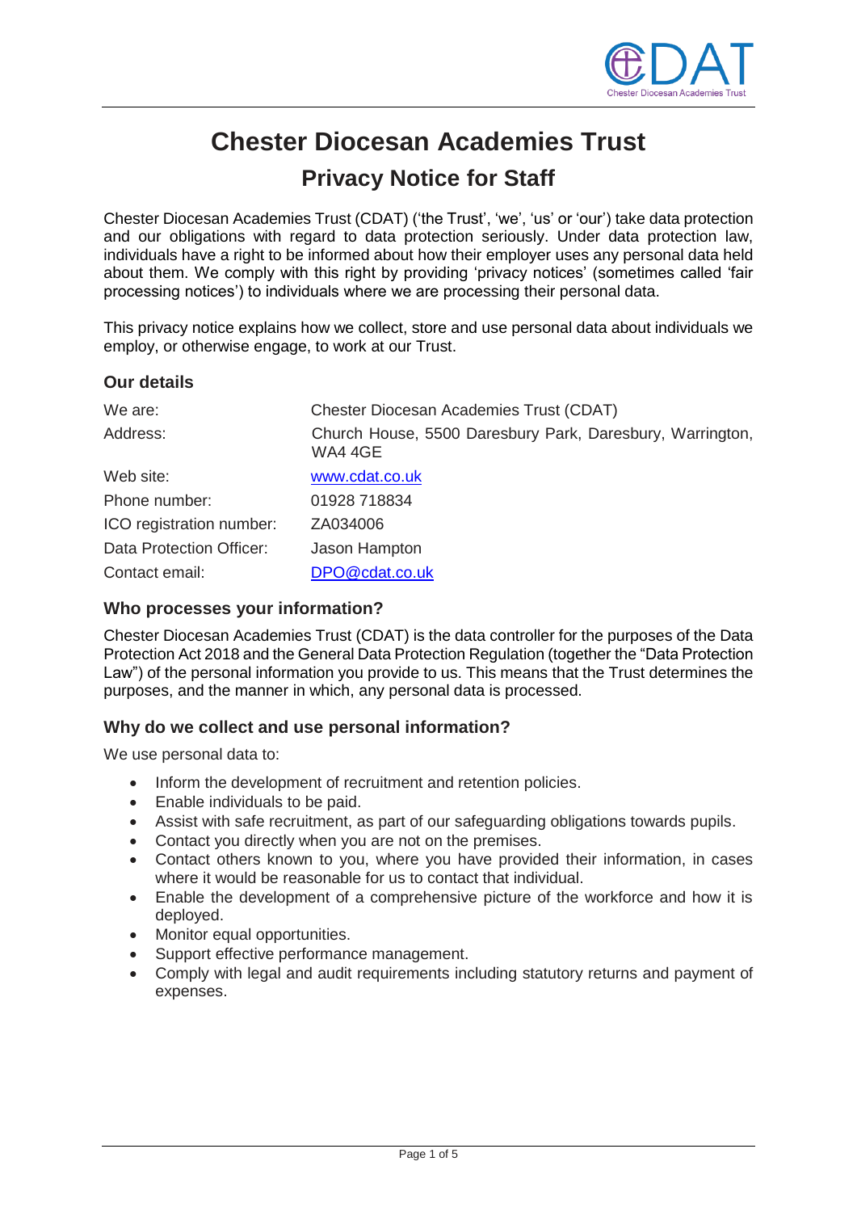# Chester Diocesan Academies Trust

## Privacy Notice for Staff

Chester Diocesan Academies Trust (CDAT) ('the Trust', 'we', 'us' or 'our') take data protection and our obligations with regard to data protection seriously. Under data protection law, individuals have a right to be informed about how their employer uses any personal data held about them. We comply with this right by providing 'privacy notices' (sometimes called 'fair processing notices') to individuals where we are processing their personal data.

This privacy notice explains how we collect, store and use personal data about individuals we employ, or otherwise engage, to work at our Trust.

### Our details

| | |
|---|---|
| We are: | Chester Diocesan Academies Trust (CDAT) |
| Address: | Church House, 5500 Daresbury Park, Daresbury, Warrington, WA4 4GE |
| Web site: | www.cdat.co.uk |
| Phone number: | 01928 718834 |
| ICO registration number: | ZA034006 |
| Data Protection Officer: | Jason Hampton |
| Contact email: | DPO@cdat.co.uk |

### Who processes your information?

Chester Diocesan Academies Trust (CDAT) is the data controller for the purposes of the Data Protection Act 2018 and the General Data Protection Regulation (together the "Data Protection Law") of the personal information you provide to us. This means that the Trust determines the purposes, and the manner in which, any personal data is processed.

### Why do we collect and use personal information?

We use personal data to:

- Inform the development of recruitment and retention policies.
- Enable individuals to be paid.
- Assist with safe recruitment, as part of our safeguarding obligations towards pupils.
- Contact you directly when you are not on the premises.
- Contact others known to you, where you have provided their information, in cases where it would be reasonable for us to contact that individual.
- Enable the development of a comprehensive picture of the workforce and how it is deployed.
- Monitor equal opportunities.
- Support effective performance management.
- Comply with legal and audit requirements including statutory returns and payment of expenses.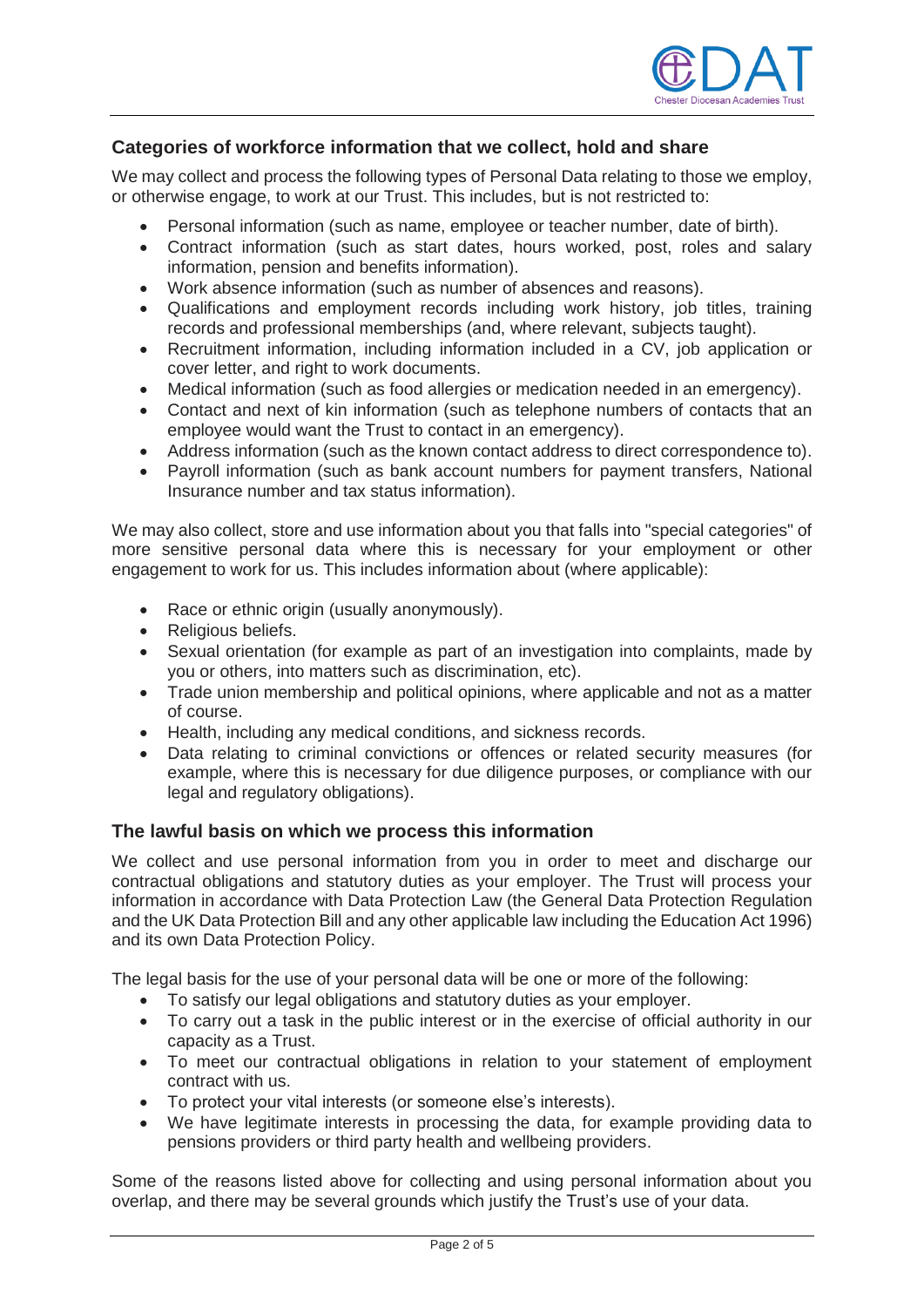## Categories of workforce information that we collect, hold and share

We may collect and process the following types of Personal Data relating to those we employ, or otherwise engage, to work at our Trust. This includes, but is not restricted to:

- Personal information (such as name, employee or teacher number, date of birth).
- Contract information (such as start dates, hours worked, post, roles and salary information, pension and benefits information).
- Work absence information (such as number of absences and reasons).
- Qualifications and employment records including work history, job titles, training records and professional memberships (and, where relevant, subjects taught).
- Recruitment information, including information included in a CV, job application or cover letter, and right to work documents.
- Medical information (such as food allergies or medication needed in an emergency).
- Contact and next of kin information (such as telephone numbers of contacts that an employee would want the Trust to contact in an emergency).
- Address information (such as the known contact address to direct correspondence to).
- Payroll information (such as bank account numbers for payment transfers, National Insurance number and tax status information).

We may also collect, store and use information about you that falls into "special categories" of more sensitive personal data where this is necessary for your employment or other engagement to work for us. This includes information about (where applicable):

- Race or ethnic origin (usually anonymously).
- Religious beliefs.
- Sexual orientation (for example as part of an investigation into complaints, made by you or others, into matters such as discrimination, etc).
- Trade union membership and political opinions, where applicable and not as a matter of course.
- Health, including any medical conditions, and sickness records.
- Data relating to criminal convictions or offences or related security measures (for example, where this is necessary for due diligence purposes, or compliance with our legal and regulatory obligations).

## The lawful basis on which we process this information

We collect and use personal information from you in order to meet and discharge our contractual obligations and statutory duties as your employer. The Trust will process your information in accordance with Data Protection Law (the General Data Protection Regulation and the UK Data Protection Bill and any other applicable law including the Education Act 1996) and its own Data Protection Policy.

The legal basis for the use of your personal data will be one or more of the following:

- To satisfy our legal obligations and statutory duties as your employer.
- To carry out a task in the public interest or in the exercise of official authority in our capacity as a Trust.
- To meet our contractual obligations in relation to your statement of employment contract with us.
- To protect your vital interests (or someone else's interests).
- We have legitimate interests in processing the data, for example providing data to pensions providers or third party health and wellbeing providers.

Some of the reasons listed above for collecting and using personal information about you overlap, and there may be several grounds which justify the Trust's use of your data.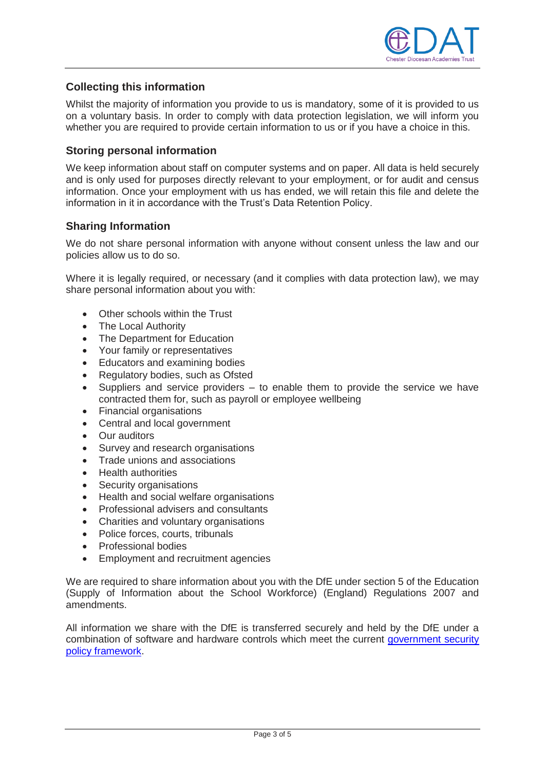## Collecting this information

Whilst the majority of information you provide to us is mandatory, some of it is provided to us on a voluntary basis. In order to comply with data protection legislation, we will inform you whether you are required to provide certain information to us or if you have a choice in this.

## Storing personal information

We keep information about staff on computer systems and on paper. All data is held securely and is only used for purposes directly relevant to your employment, or for audit and census information. Once your employment with us has ended, we will retain this file and delete the information in it in accordance with the Trust's Data Retention Policy.

## Sharing Information

We do not share personal information with anyone without consent unless the law and our policies allow us to do so.

Where it is legally required, or necessary (and it complies with data protection law), we may share personal information about you with:

- Other schools within the Trust
- The Local Authority
- The Department for Education
- Your family or representatives
- Educators and examining bodies
- Regulatory bodies, such as Ofsted
- Suppliers and service providers – to enable them to provide the service we have contracted them for, such as payroll or employee wellbeing
- Financial organisations
- Central and local government
- Our auditors
- Survey and research organisations
- Trade unions and associations
- Health authorities
- Security organisations
- Health and social welfare organisations
- Professional advisers and consultants
- Charities and voluntary organisations
- Police forces, courts, tribunals
- Professional bodies
- Employment and recruitment agencies

We are required to share information about you with the DfE under section 5 of the Education (Supply of Information about the School Workforce) (England) Regulations 2007 and amendments.

All information we share with the DfE is transferred securely and held by the DfE under a combination of software and hardware controls which meet the current government security policy framework.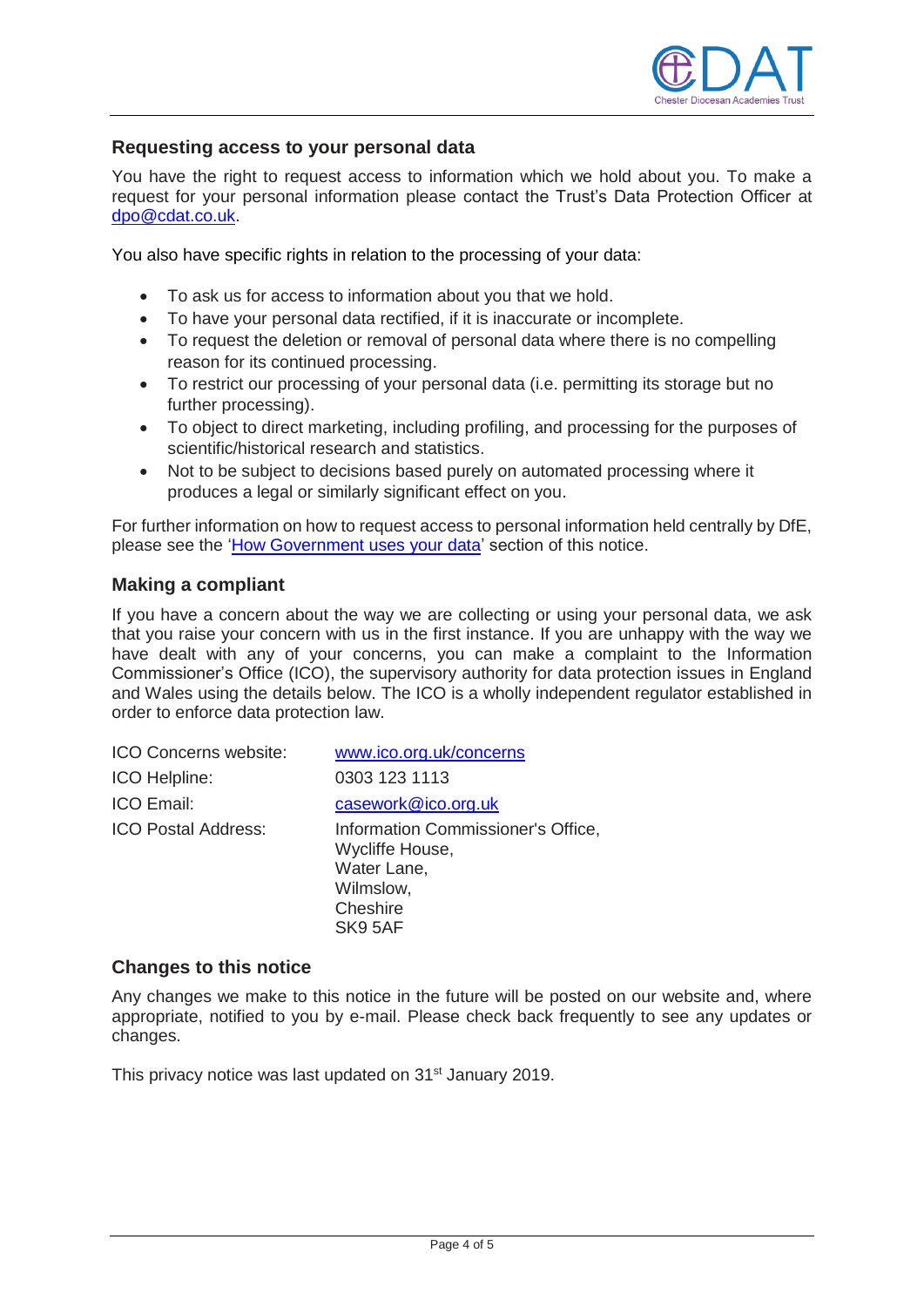## Requesting access to your personal data

You have the right to request access to information which we hold about you. To make a request for your personal information please contact the Trust's Data Protection Officer at dpo@cdat.co.uk.

You also have specific rights in relation to the processing of your data:

- To ask us for access to information about you that we hold.
- To have your personal data rectified, if it is inaccurate or incomplete.
- To request the deletion or removal of personal data where there is no compelling reason for its continued processing.
- To restrict our processing of your personal data (i.e. permitting its storage but no further processing).
- To object to direct marketing, including profiling, and processing for the purposes of scientific/historical research and statistics.
- Not to be subject to decisions based purely on automated processing where it produces a legal or similarly significant effect on you.

For further information on how to request access to personal information held centrally by DfE, please see the 'How Government uses your data' section of this notice.

## Making a compliant

If you have a concern about the way we are collecting or using your personal data, we ask that you raise your concern with us in the first instance. If you are unhappy with the way we have dealt with any of your concerns, you can make a complaint to the Information Commissioner's Office (ICO), the supervisory authority for data protection issues in England and Wales using the details below. The ICO is a wholly independent regulator established in order to enforce data protection law.

| | |
|---|---|
| ICO Concerns website: | www.ico.org.uk/concerns |
| ICO Helpline: | 0303 123 1113 |
| ICO Email: | casework@ico.org.uk |
| ICO Postal Address: | Information Commissioner's Office, Wycliffe House, Water Lane, Wilmslow, Cheshire SK9 5AF |

## Changes to this notice

Any changes we make to this notice in the future will be posted on our website and, where appropriate, notified to you by e-mail. Please check back frequently to see any updates or changes.

This privacy notice was last updated on 31st January 2019.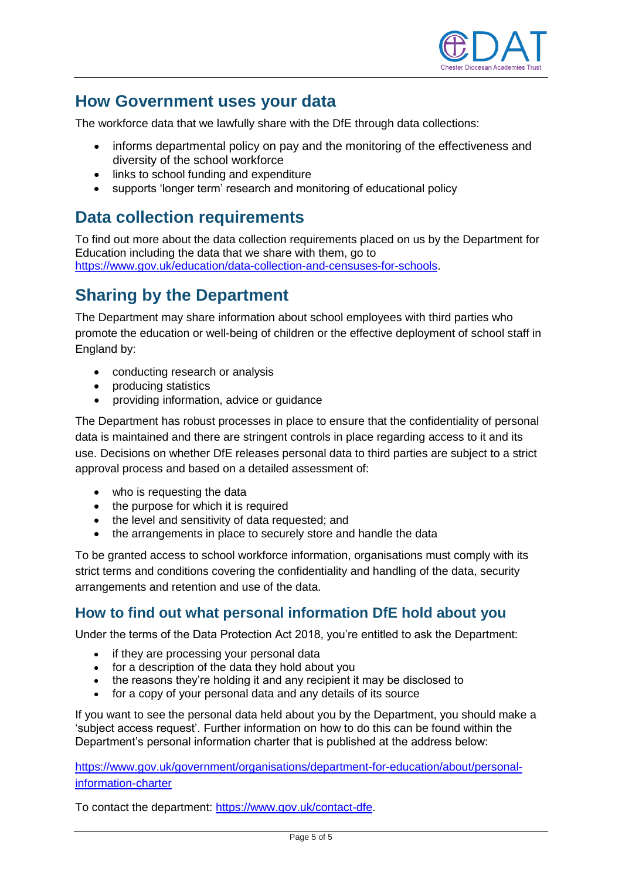## How Government uses your data

The workforce data that we lawfully share with the DfE through data collections:

- informs departmental policy on pay and the monitoring of the effectiveness and diversity of the school workforce
- links to school funding and expenditure
- supports 'longer term' research and monitoring of educational policy

## Data collection requirements

To find out more about the data collection requirements placed on us by the Department for Education including the data that we share with them, go to https://www.gov.uk/education/data-collection-and-censuses-for-schools.

## Sharing by the Department

The Department may share information about school employees with third parties who promote the education or well-being of children or the effective deployment of school staff in England by:

- conducting research or analysis
- producing statistics
- providing information, advice or guidance

The Department has robust processes in place to ensure that the confidentiality of personal data is maintained and there are stringent controls in place regarding access to it and its use. Decisions on whether DfE releases personal data to third parties are subject to a strict approval process and based on a detailed assessment of:

- who is requesting the data
- the purpose for which it is required
- the level and sensitivity of data requested; and
- the arrangements in place to securely store and handle the data

To be granted access to school workforce information, organisations must comply with its strict terms and conditions covering the confidentiality and handling of the data, security arrangements and retention and use of the data.

### How to find out what personal information DfE hold about you

Under the terms of the Data Protection Act 2018, you're entitled to ask the Department:

- if they are processing your personal data
- for a description of the data they hold about you
- the reasons they're holding it and any recipient it may be disclosed to
- for a copy of your personal data and any details of its source

If you want to see the personal data held about you by the Department, you should make a 'subject access request'. Further information on how to do this can be found within the Department's personal information charter that is published at the address below:

https://www.gov.uk/government/organisations/department-for-education/about/personal-information-charter

To contact the department: https://www.gov.uk/contact-dfe.